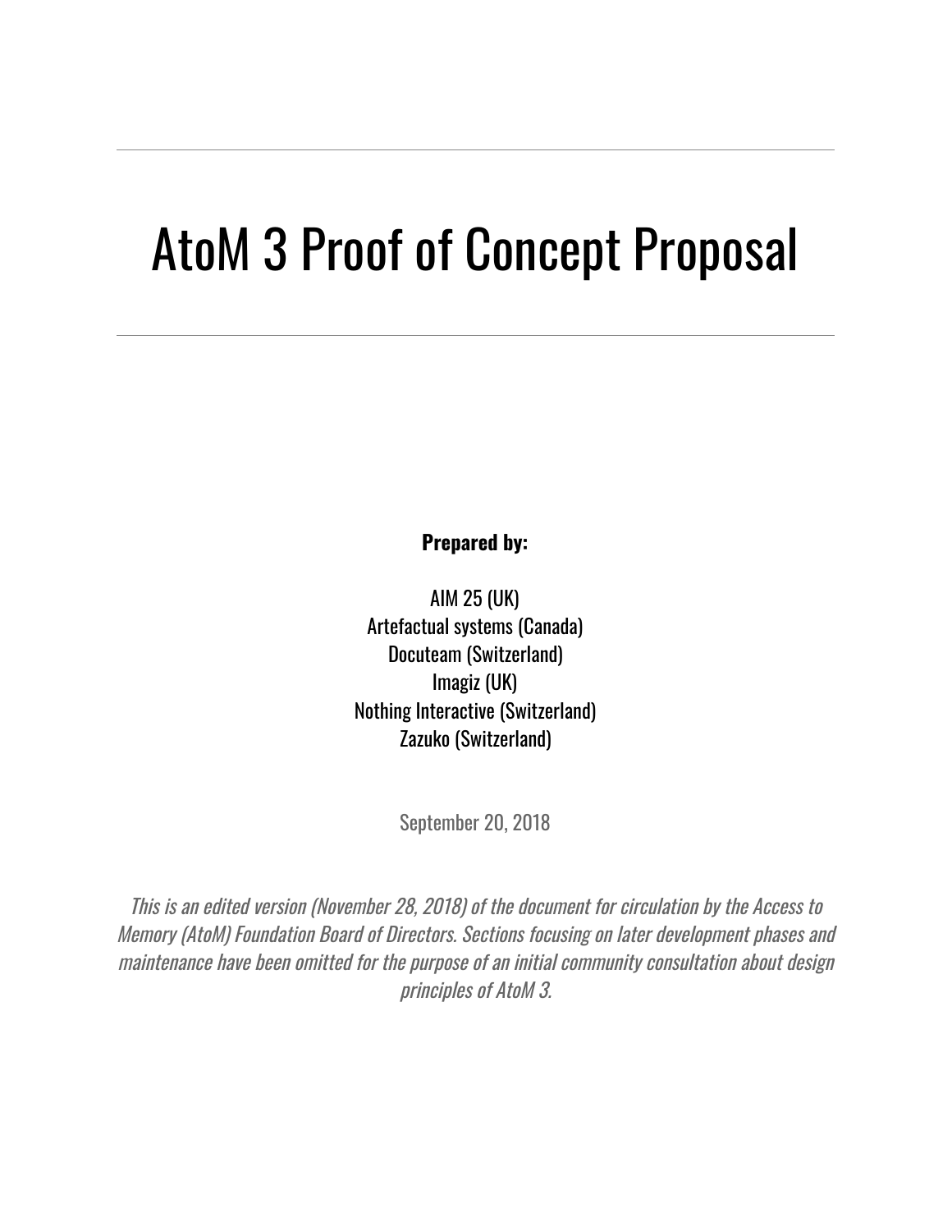# AtoM 3 Proof of Concept Proposal

**Prepared by:**

AIM 25 (UK)
Artefactual systems (Canada)
Docuteam (Switzerland)
Imagiz (UK)
Nothing Interactive (Switzerland)
Zazuko (Switzerland)

September 20, 2018

*This is an edited version (November 28, 2018) of the document for circulation by the Access to Memory (AtoM) Foundation Board of Directors. Sections focusing on later development phases and maintenance have been omitted for the purpose of an initial community consultation about design principles of AtoM 3.*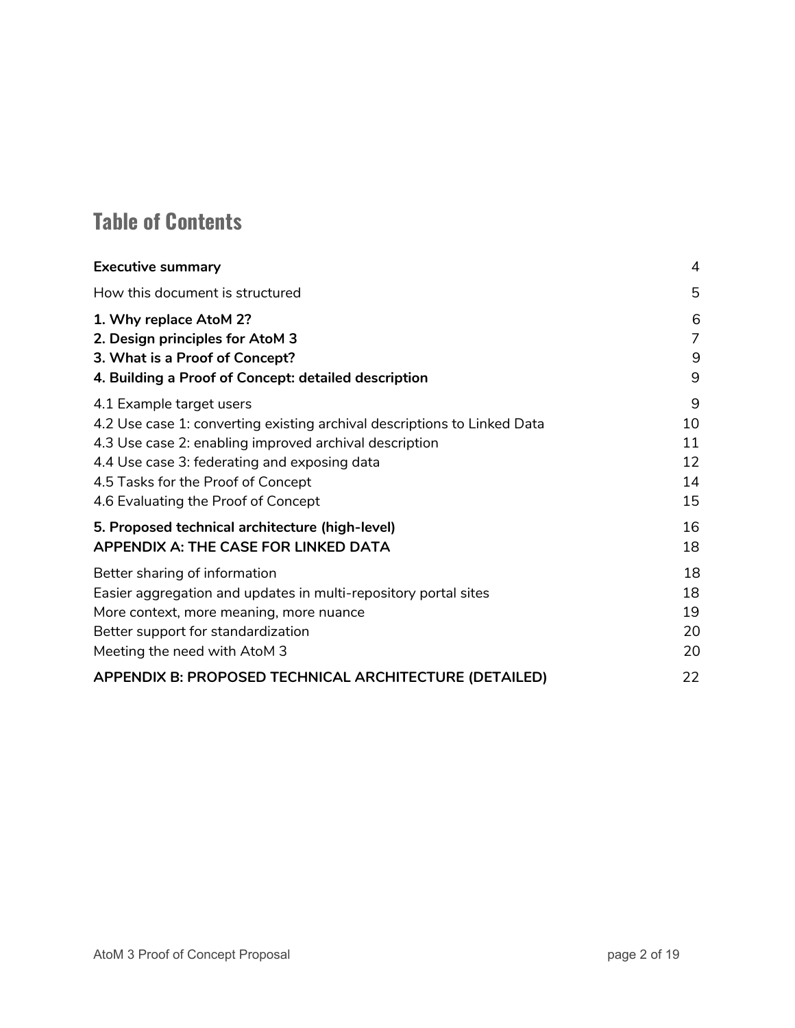## Table of Contents

| | |
|---|---|
| **Executive summary** | 4 |
| How this document is structured | 5 |
| **1. Why replace AtoM 2?** | 6 |
| **2. Design principles for AtoM 3** | 7 |
| **3. What is a Proof of Concept?** | 9 |
| **4. Building a Proof of Concept: detailed description** | 9 |
| 4.1 Example target users | 9 |
| 4.2 Use case 1: converting existing archival descriptions to Linked Data | 10 |
| 4.3 Use case 2: enabling improved archival description | 11 |
| 4.4 Use case 3: federating and exposing data | 12 |
| 4.5 Tasks for the Proof of Concept | 14 |
| 4.6 Evaluating the Proof of Concept | 15 |
| **5. Proposed technical architecture (high-level)** | 16 |
| **APPENDIX A: THE CASE FOR LINKED DATA** | 18 |
| Better sharing of information | 18 |
| Easier aggregation and updates in multi-repository portal sites | 18 |
| More context, more meaning, more nuance | 19 |
| Better support for standardization | 20 |
| Meeting the need with AtoM 3 | 20 |
| **APPENDIX B: PROPOSED TECHNICAL ARCHITECTURE (DETAILED)** | 22 |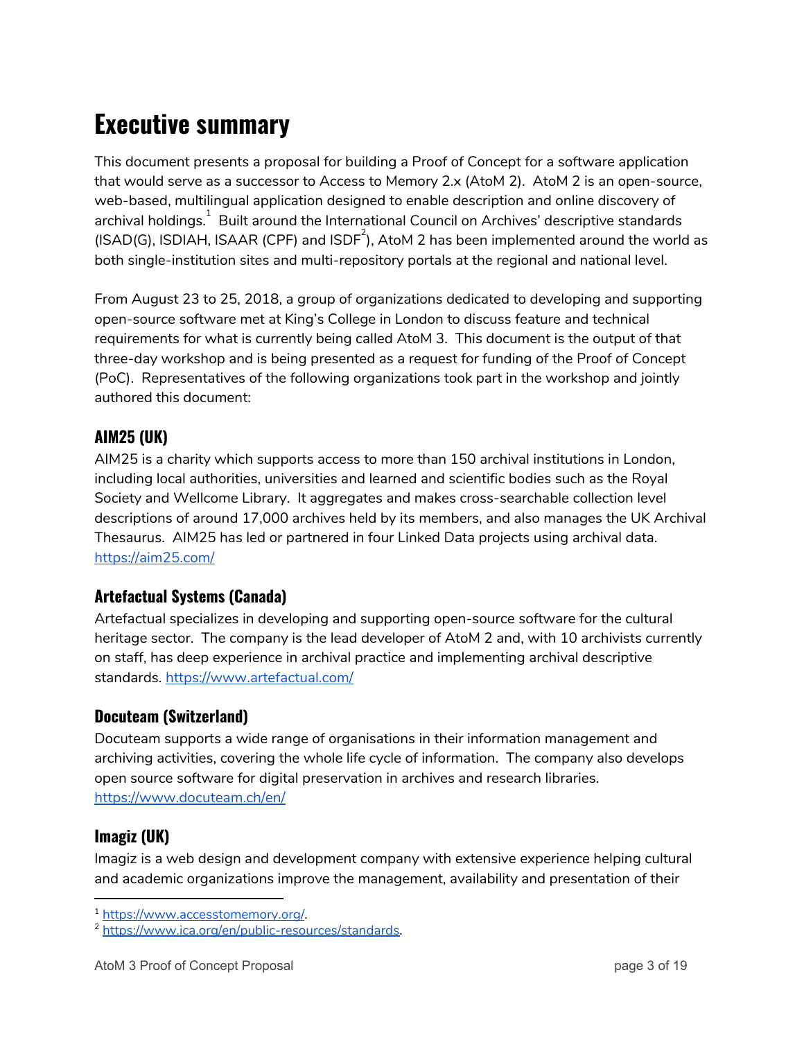# Executive summary

This document presents a proposal for building a Proof of Concept for a software application that would serve as a successor to Access to Memory 2.x (AtoM 2). AtoM 2 is an open-source, web-based, multilingual application designed to enable description and online discovery of archival holdings.[1] Built around the International Council on Archives' descriptive standards (ISAD(G), ISDIAH, ISAAR (CPF) and ISDF[2]), AtoM 2 has been implemented around the world as both single-institution sites and multi-repository portals at the regional and national level.

From August 23 to 25, 2018, a group of organizations dedicated to developing and supporting open-source software met at King's College in London to discuss feature and technical requirements for what is currently being called AtoM 3. This document is the output of that three-day workshop and is being presented as a request for funding of the Proof of Concept (PoC). Representatives of the following organizations took part in the workshop and jointly authored this document:

### AIM25 (UK)

AIM25 is a charity which supports access to more than 150 archival institutions in London, including local authorities, universities and learned and scientific bodies such as the Royal Society and Wellcome Library. It aggregates and makes cross-searchable collection level descriptions of around 17,000 archives held by its members, and also manages the UK Archival Thesaurus. AIM25 has led or partnered in four Linked Data projects using archival data. https://aim25.com/

### Artefactual Systems (Canada)

Artefactual specializes in developing and supporting open-source software for the cultural heritage sector. The company is the lead developer of AtoM 2 and, with 10 archivists currently on staff, has deep experience in archival practice and implementing archival descriptive standards. https://www.artefactual.com/

### Docuteam (Switzerland)

Docuteam supports a wide range of organisations in their information management and archiving activities, covering the whole life cycle of information. The company also develops open source software for digital preservation in archives and research libraries. https://www.docuteam.ch/en/

### Imagiz (UK)

Imagiz is a web design and development company with extensive experience helping cultural and academic organizations improve the management, availability and presentation of their

---

[1] https://www.accesstomemory.org/.

[2] https://www.ica.org/en/public-resources/standards.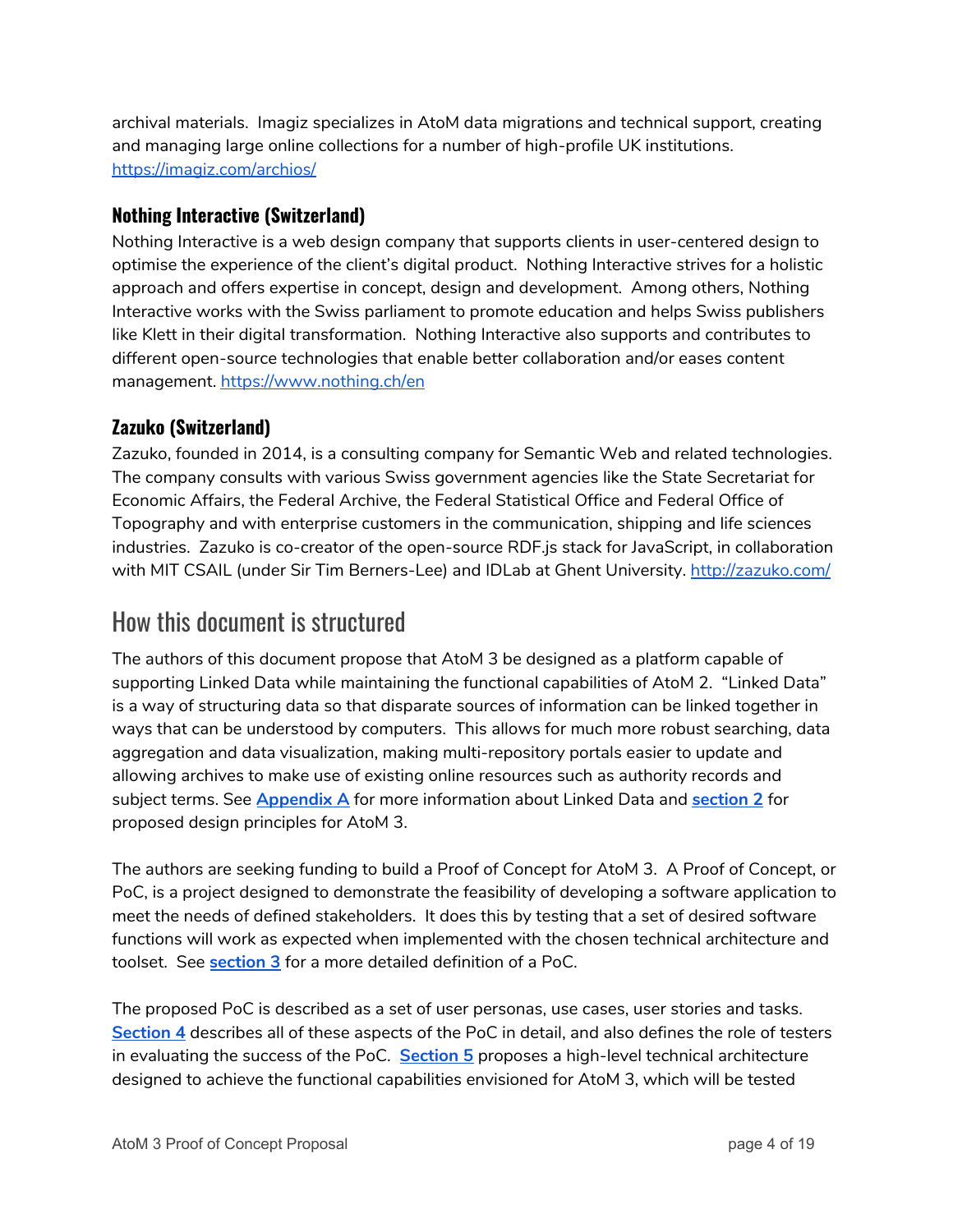archival materials. Imagiz specializes in AtoM data migrations and technical support, creating and managing large online collections for a number of high-profile UK institutions. https://imagiz.com/archios/

### Nothing Interactive (Switzerland)

Nothing Interactive is a web design company that supports clients in user-centered design to optimise the experience of the client's digital product. Nothing Interactive strives for a holistic approach and offers expertise in concept, design and development. Among others, Nothing Interactive works with the Swiss parliament to promote education and helps Swiss publishers like Klett in their digital transformation. Nothing Interactive also supports and contributes to different open-source technologies that enable better collaboration and/or eases content management. https://www.nothing.ch/en

### Zazuko (Switzerland)

Zazuko, founded in 2014, is a consulting company for Semantic Web and related technologies. The company consults with various Swiss government agencies like the State Secretariat for Economic Affairs, the Federal Archive, the Federal Statistical Office and Federal Office of Topography and with enterprise customers in the communication, shipping and life sciences industries. Zazuko is co-creator of the open-source RDF.js stack for JavaScript, in collaboration with MIT CSAIL (under Sir Tim Berners-Lee) and IDLab at Ghent University. http://zazuko.com/

## How this document is structured

The authors of this document propose that AtoM 3 be designed as a platform capable of supporting Linked Data while maintaining the functional capabilities of AtoM 2. "Linked Data" is a way of structuring data so that disparate sources of information can be linked together in ways that can be understood by computers. This allows for much more robust searching, data aggregation and data visualization, making multi-repository portals easier to update and allowing archives to make use of existing online resources such as authority records and subject terms. See **Appendix A** for more information about Linked Data and **section 2** for proposed design principles for AtoM 3.

The authors are seeking funding to build a Proof of Concept for AtoM 3. A Proof of Concept, or PoC, is a project designed to demonstrate the feasibility of developing a software application to meet the needs of defined stakeholders. It does this by testing that a set of desired software functions will work as expected when implemented with the chosen technical architecture and toolset. See **section 3** for a more detailed definition of a PoC.

The proposed PoC is described as a set of user personas, use cases, user stories and tasks. **Section 4** describes all of these aspects of the PoC in detail, and also defines the role of testers in evaluating the success of the PoC. **Section 5** proposes a high-level technical architecture designed to achieve the functional capabilities envisioned for AtoM 3, which will be tested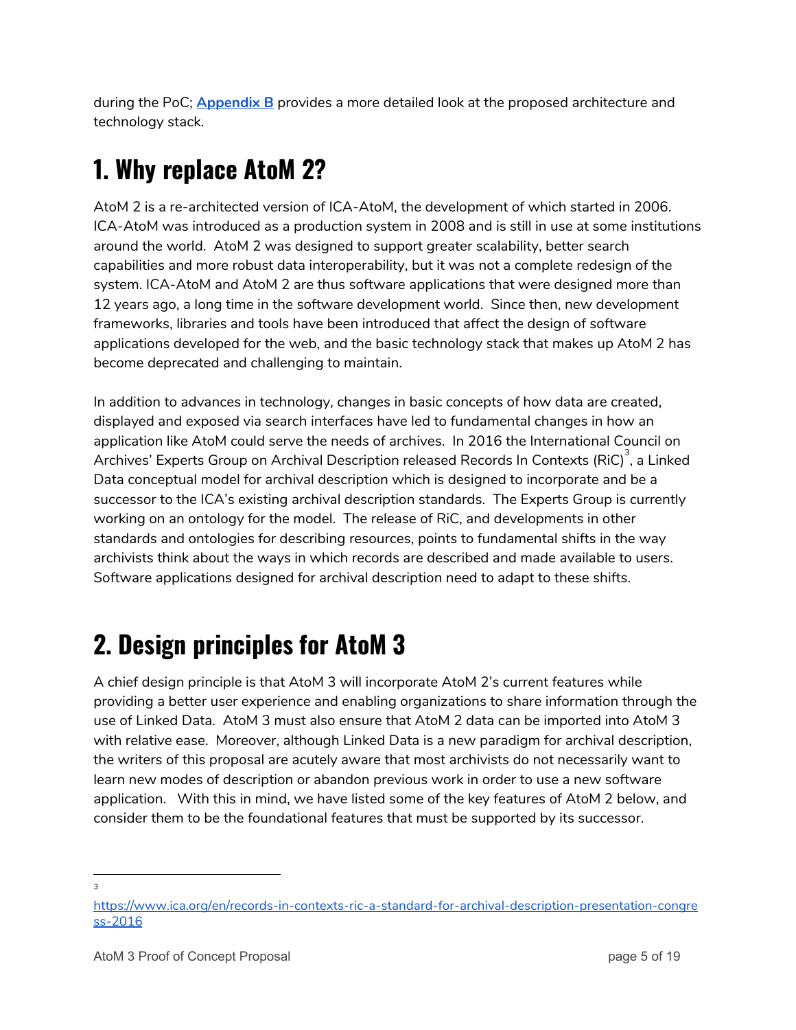during the PoC; **[Appendix B](#)** provides a more detailed look at the proposed architecture and technology stack.

# 1. Why replace AtoM 2?

AtoM 2 is a re-architected version of ICA-AtoM, the development of which started in 2006. ICA-AtoM was introduced as a production system in 2008 and is still in use at some institutions around the world. AtoM 2 was designed to support greater scalability, better search capabilities and more robust data interoperability, but it was not a complete redesign of the system. ICA-AtoM and AtoM 2 are thus software applications that were designed more than 12 years ago, a long time in the software development world. Since then, new development frameworks, libraries and tools have been introduced that affect the design of software applications developed for the web, and the basic technology stack that makes up AtoM 2 has become deprecated and challenging to maintain.

In addition to advances in technology, changes in basic concepts of how data are created, displayed and exposed via search interfaces have led to fundamental changes in how an application like AtoM could serve the needs of archives. In 2016 the International Council on Archives' Experts Group on Archival Description released Records In Contexts (RiC)[3], a Linked Data conceptual model for archival description which is designed to incorporate and be a successor to the ICA's existing archival description standards. The Experts Group is currently working on an ontology for the model. The release of RiC, and developments in other standards and ontologies for describing resources, points to fundamental shifts in the way archivists think about the ways in which records are described and made available to users. Software applications designed for archival description need to adapt to these shifts.

# 2. Design principles for AtoM 3

A chief design principle is that AtoM 3 will incorporate AtoM 2's current features while providing a better user experience and enabling organizations to share information through the use of Linked Data. AtoM 3 must also ensure that AtoM 2 data can be imported into AtoM 3 with relative ease. Moreover, although Linked Data is a new paradigm for archival description, the writers of this proposal are acutely aware that most archivists do not necessarily want to learn new modes of description or abandon previous work in order to use a new software application. With this in mind, we have listed some of the key features of AtoM 2 below, and consider them to be the foundational features that must be supported by its successor.

---

[3] https://www.ica.org/en/records-in-contexts-ric-a-standard-for-archival-description-presentation-congress-2016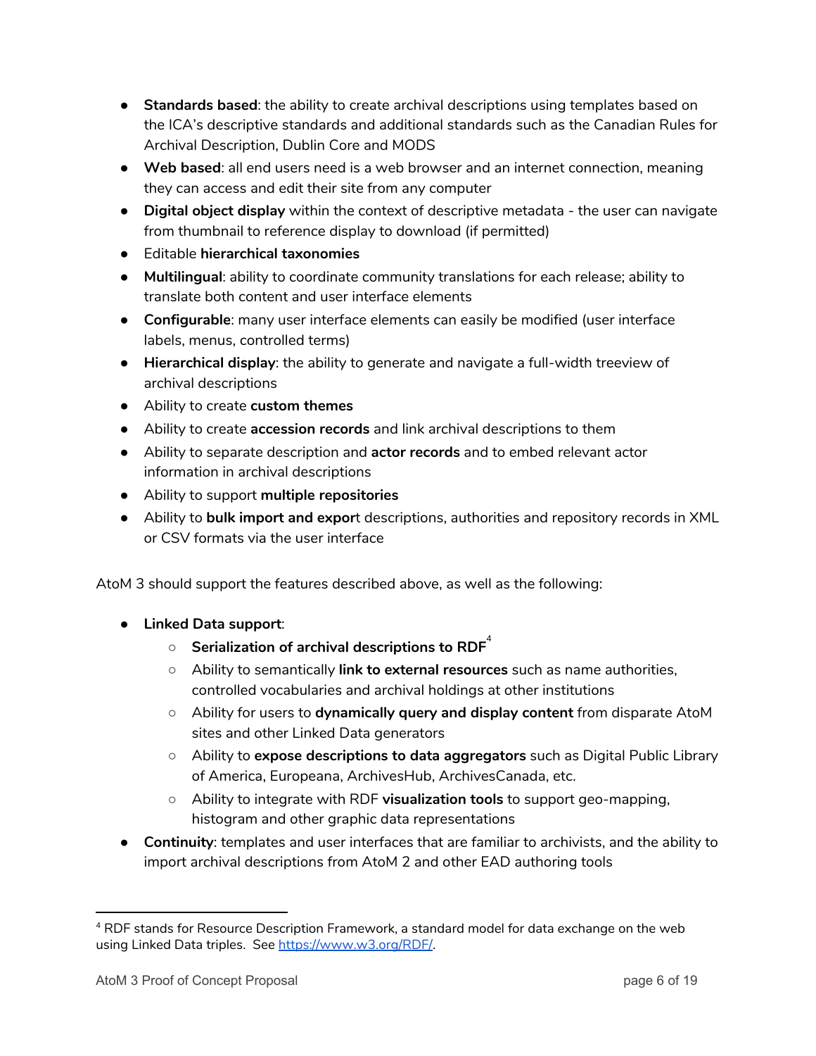- **Standards based**: the ability to create archival descriptions using templates based on the ICA's descriptive standards and additional standards such as the Canadian Rules for Archival Description, Dublin Core and MODS
- **Web based**: all end users need is a web browser and an internet connection, meaning they can access and edit their site from any computer
- **Digital object display** within the context of descriptive metadata - the user can navigate from thumbnail to reference display to download (if permitted)
- Editable **hierarchical taxonomies**
- **Multilingual**: ability to coordinate community translations for each release; ability to translate both content and user interface elements
- **Configurable**: many user interface elements can easily be modified (user interface labels, menus, controlled terms)
- **Hierarchical display**: the ability to generate and navigate a full-width treeview of archival descriptions
- Ability to create **custom themes**
- Ability to create **accession records** and link archival descriptions to them
- Ability to separate description and **actor records** and to embed relevant actor information in archival descriptions
- Ability to support **multiple repositories**
- Ability to **bulk import and expor**t descriptions, authorities and repository records in XML or CSV formats via the user interface

AtoM 3 should support the features described above, as well as the following:

- **Linked Data support**:
  - **Serialization of archival descriptions to RDF**[4]
  - Ability to semantically **link to external resources** such as name authorities, controlled vocabularies and archival holdings at other institutions
  - Ability for users to **dynamically query and display content** from disparate AtoM sites and other Linked Data generators
  - Ability to **expose descriptions to data aggregators** such as Digital Public Library of America, Europeana, ArchivesHub, ArchivesCanada, etc.
  - Ability to integrate with RDF **visualization tools** to support geo-mapping, histogram and other graphic data representations
- **Continuity**: templates and user interfaces that are familiar to archivists, and the ability to import archival descriptions from AtoM 2 and other EAD authoring tools

---

[4] RDF stands for Resource Description Framework, a standard model for data exchange on the web using Linked Data triples. See https://www.w3.org/RDF/.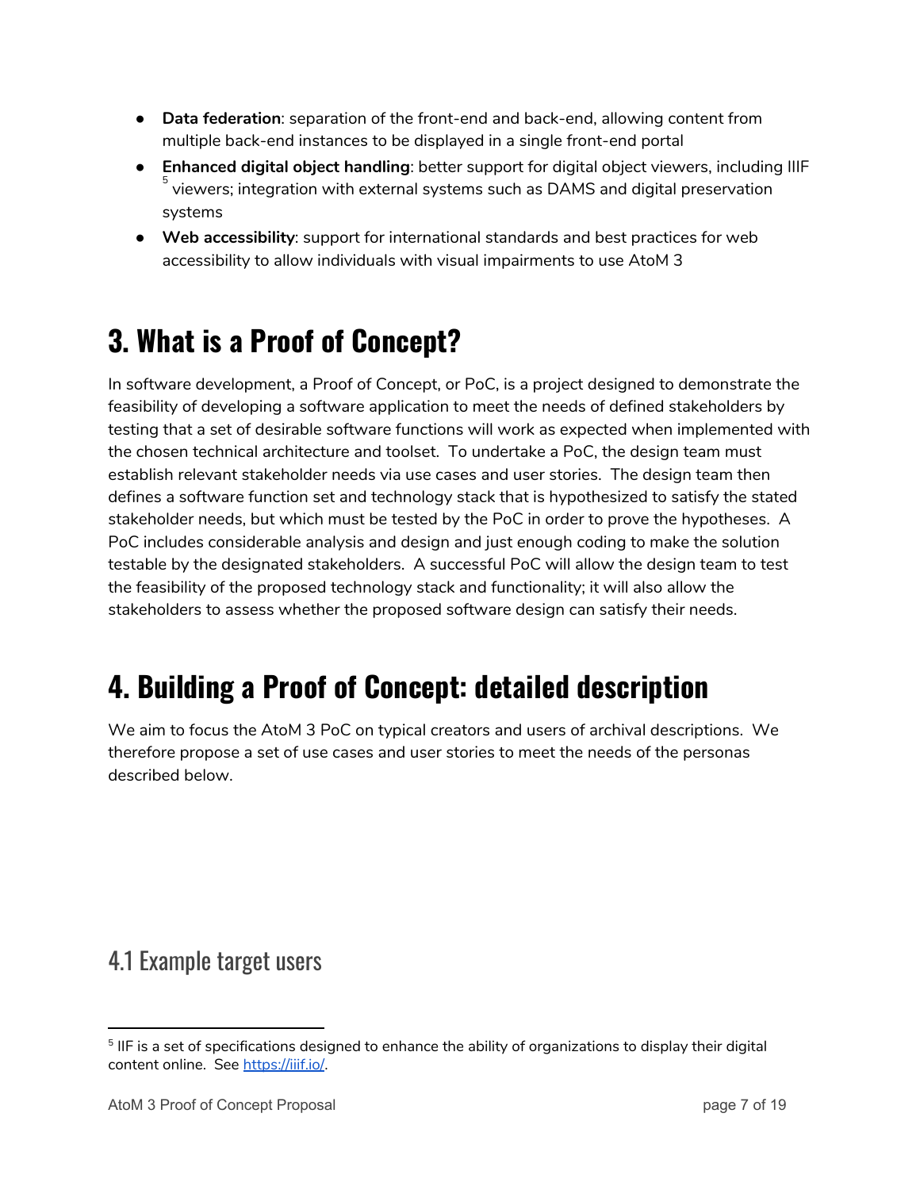- **Data federation**: separation of the front-end and back-end, allowing content from multiple back-end instances to be displayed in a single front-end portal
- **Enhanced digital object handling**: better support for digital object viewers, including IIIF [5] viewers; integration with external systems such as DAMS and digital preservation systems
- **Web accessibility**: support for international standards and best practices for web accessibility to allow individuals with visual impairments to use AtoM 3

# 3. What is a Proof of Concept?

In software development, a Proof of Concept, or PoC, is a project designed to demonstrate the feasibility of developing a software application to meet the needs of defined stakeholders by testing that a set of desirable software functions will work as expected when implemented with the chosen technical architecture and toolset. To undertake a PoC, the design team must establish relevant stakeholder needs via use cases and user stories. The design team then defines a software function set and technology stack that is hypothesized to satisfy the stated stakeholder needs, but which must be tested by the PoC in order to prove the hypotheses. A PoC includes considerable analysis and design and just enough coding to make the solution testable by the designated stakeholders. A successful PoC will allow the design team to test the feasibility of the proposed technology stack and functionality; it will also allow the stakeholders to assess whether the proposed software design can satisfy their needs.

# 4. Building a Proof of Concept: detailed description

We aim to focus the AtoM 3 PoC on typical creators and users of archival descriptions. We therefore propose a set of use cases and user stories to meet the needs of the personas described below.

## 4.1 Example target users

[5] IIF is a set of specifications designed to enhance the ability of organizations to display their digital content online. See https://iiif.io/.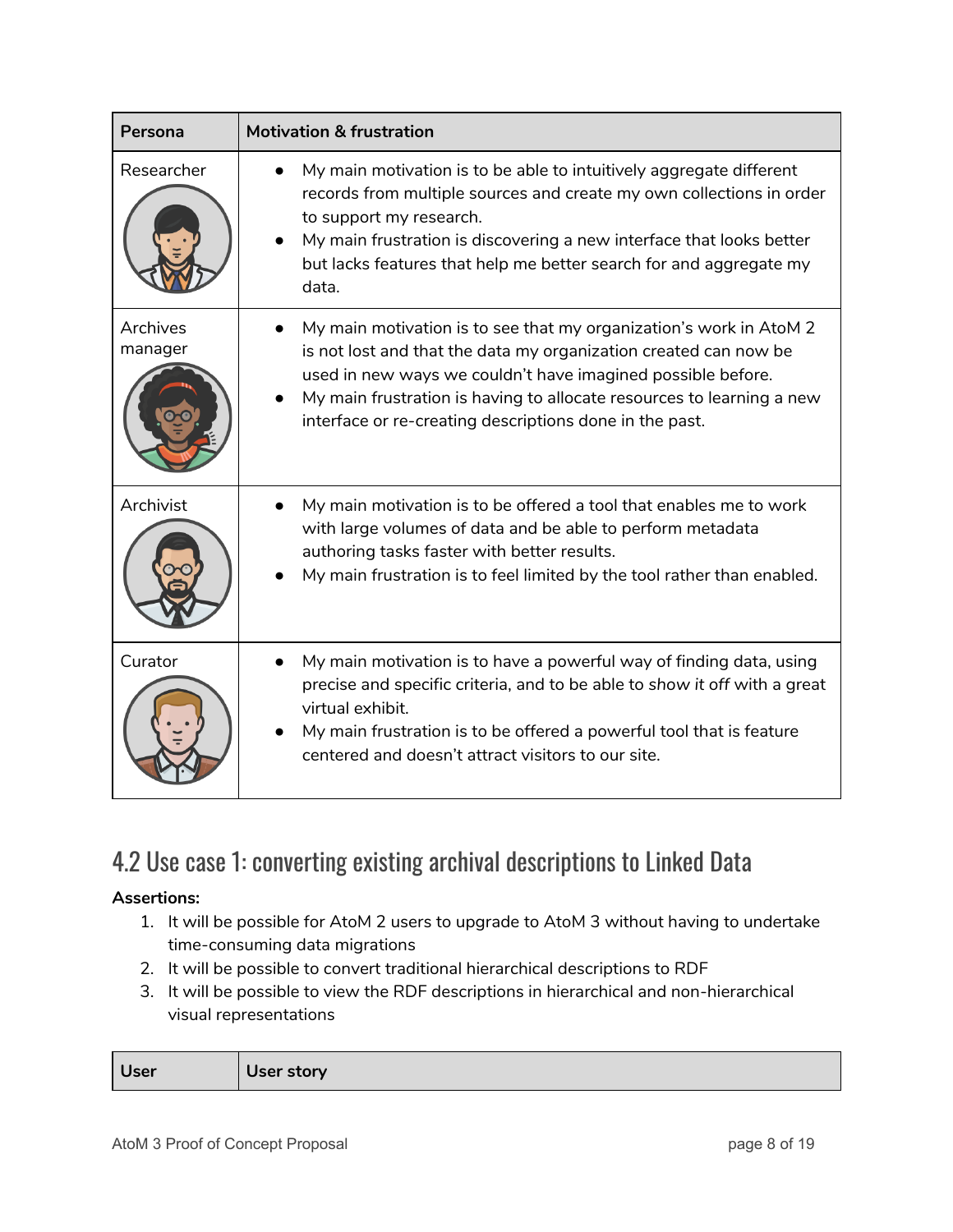| Persona | Motivation & frustration |
|---|---|
| Researcher | • My main motivation is to be able to intuitively aggregate different records from multiple sources and create my own collections in order to support my research.<br>• My main frustration is discovering a new interface that looks better but lacks features that help me better search for and aggregate my data. |
| Archives manager | • My main motivation is to see that my organization's work in AtoM 2 is not lost and that the data my organization created can now be used in new ways we couldn't have imagined possible before.<br>• My main frustration is having to allocate resources to learning a new interface or re-creating descriptions done in the past. |
| Archivist | • My main motivation is to be offered a tool that enables me to work with large volumes of data and be able to perform metadata authoring tasks faster with better results.<br>• My main frustration is to feel limited by the tool rather than enabled. |
| Curator | • My main motivation is to have a powerful way of finding data, using precise and specific criteria, and to be able to *show it off* with a great virtual exhibit.<br>• My main frustration is to be offered a powerful tool that is feature centered and doesn't attract visitors to our site. |

## 4.2 Use case 1: converting existing archival descriptions to Linked Data

**Assertions:**

1. It will be possible for AtoM 2 users to upgrade to AtoM 3 without having to undertake time-consuming data migrations
2. It will be possible to convert traditional hierarchical descriptions to RDF
3. It will be possible to view the RDF descriptions in hierarchical and non-hierarchical visual representations

| User | User story |
|---|---|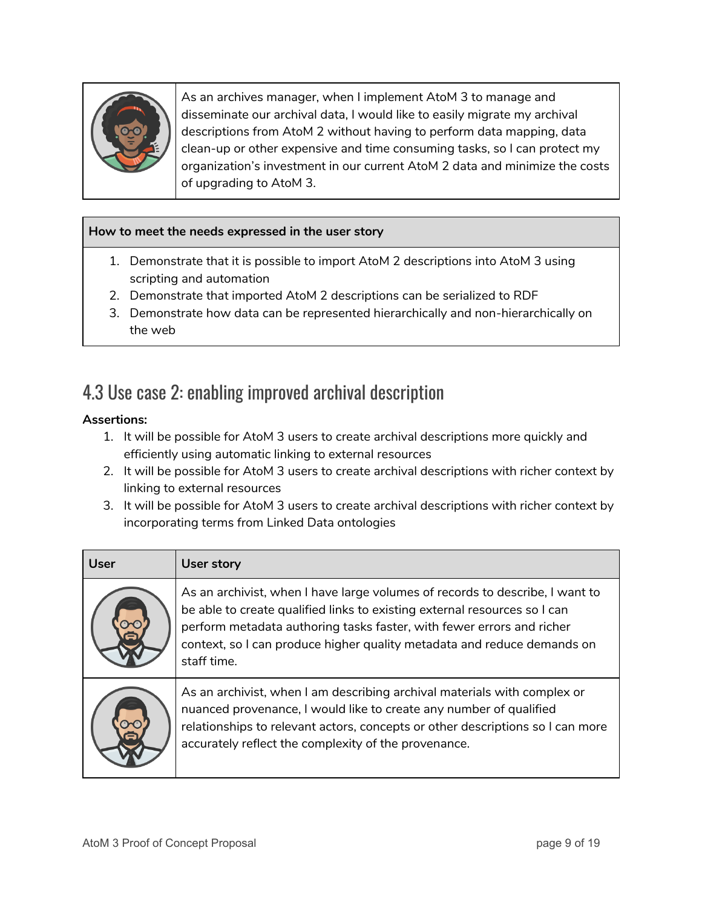| | |
|---|---|
| | As an archives manager, when I implement AtoM 3 to manage and disseminate our archival data, I would like to easily migrate my archival descriptions from AtoM 2 without having to perform data mapping, data clean-up or other expensive and time consuming tasks, so I can protect my organization's investment in our current AtoM 2 data and minimize the costs of upgrading to AtoM 3. |

| How to meet the needs expressed in the user story |
|---|
| 1. Demonstrate that it is possible to import AtoM 2 descriptions into AtoM 3 using scripting and automation<br>2. Demonstrate that imported AtoM 2 descriptions can be serialized to RDF<br>3. Demonstrate how data can be represented hierarchically and non-hierarchically on the web |

## 4.3 Use case 2: enabling improved archival description

**Assertions:**

1. It will be possible for AtoM 3 users to create archival descriptions more quickly and efficiently using automatic linking to external resources
2. It will be possible for AtoM 3 users to create archival descriptions with richer context by linking to external resources
3. It will be possible for AtoM 3 users to create archival descriptions with richer context by incorporating terms from Linked Data ontologies

| User | User story |
|---|---|
| | As an archivist, when I have large volumes of records to describe, I want to be able to create qualified links to existing external resources so I can perform metadata authoring tasks faster, with fewer errors and richer context, so I can produce higher quality metadata and reduce demands on staff time. |
| | As an archivist, when I am describing archival materials with complex or nuanced provenance, I would like to create any number of qualified relationships to relevant actors, concepts or other descriptions so I can more accurately reflect the complexity of the provenance. |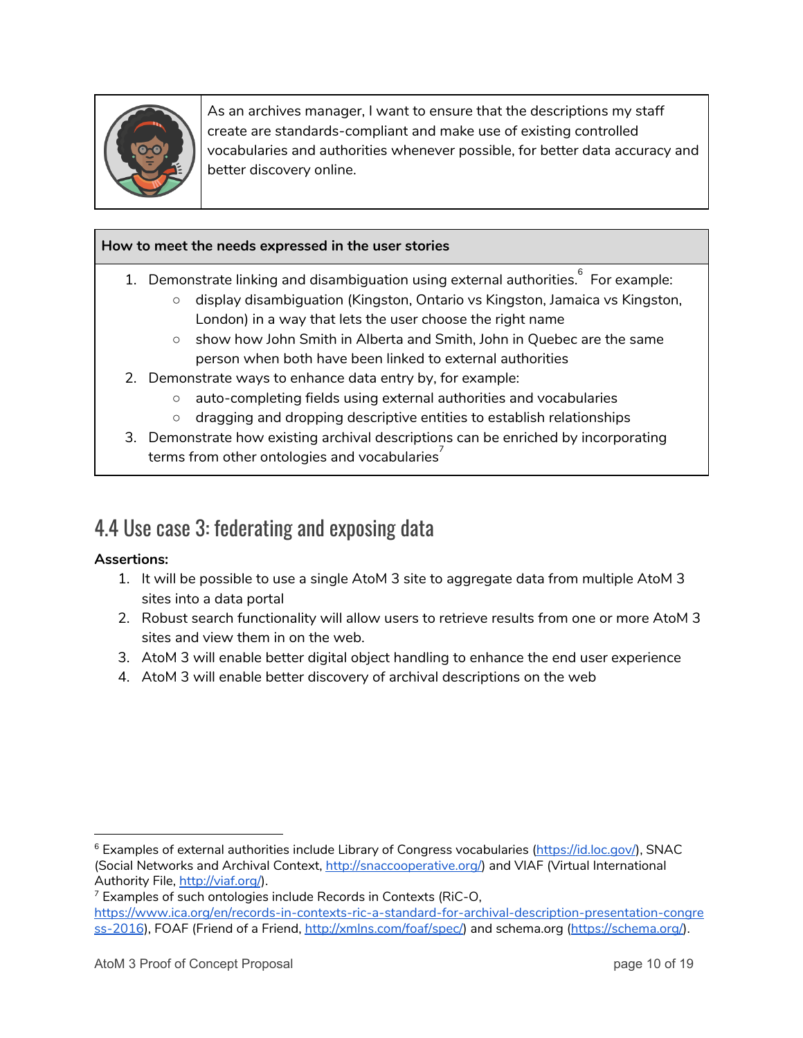| | As an archives manager, I want to ensure that the descriptions my staff create are standards-compliant and make use of existing controlled vocabularies and authorities whenever possible, for better data accuracy and better discovery online. |
|---|---|

**How to meet the needs expressed in the user stories**

1. Demonstrate linking and disambiguation using external authorities.[6] For example:
   - display disambiguation (Kingston, Ontario vs Kingston, Jamaica vs Kingston, London) in a way that lets the user choose the right name
   - show how John Smith in Alberta and Smith, John in Quebec are the same person when both have been linked to external authorities
2. Demonstrate ways to enhance data entry by, for example:
   - auto-completing fields using external authorities and vocabularies
   - dragging and dropping descriptive entities to establish relationships
3. Demonstrate how existing archival descriptions can be enriched by incorporating terms from other ontologies and vocabularies[7]

## 4.4 Use case 3: federating and exposing data

**Assertions:**

1. It will be possible to use a single AtoM 3 site to aggregate data from multiple AtoM 3 sites into a data portal
2. Robust search functionality will allow users to retrieve results from one or more AtoM 3 sites and view them in on the web.
3. AtoM 3 will enable better digital object handling to enhance the end user experience
4. AtoM 3 will enable better discovery of archival descriptions on the web

---

[6] Examples of external authorities include Library of Congress vocabularies (https://id.loc.gov/), SNAC (Social Networks and Archival Context, http://snaccooperative.org/) and VIAF (Virtual International Authority File, http://viaf.org/).

[7] Examples of such ontologies include Records in Contexts (RiC-O, https://www.ica.org/en/records-in-contexts-ric-a-standard-for-archival-description-presentation-congress-2016), FOAF (Friend of a Friend, http://xmlns.com/foaf/spec/) and schema.org (https://schema.org/).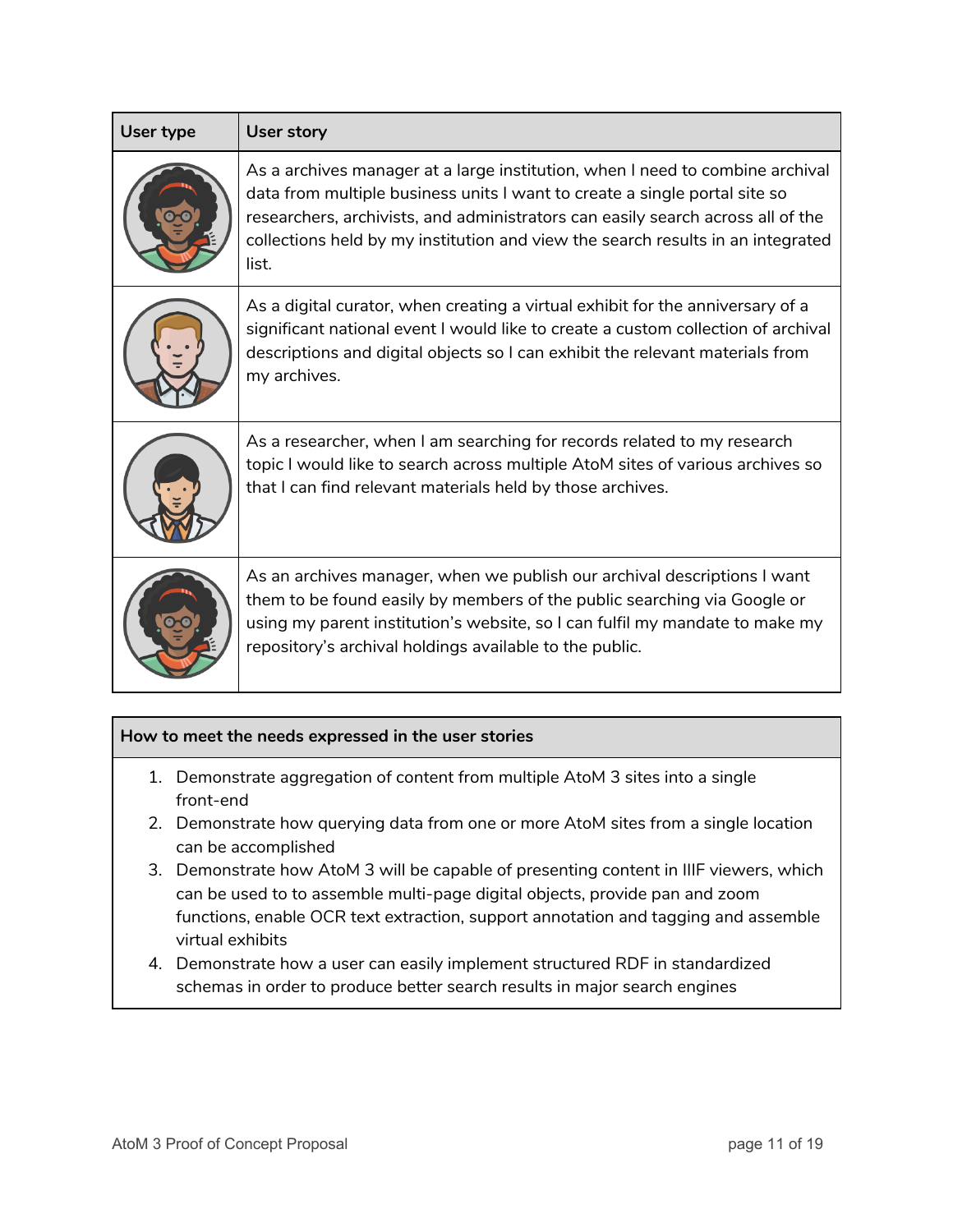| User type | User story |
|---|---|
| | As a archives manager at a large institution, when I need to combine archival data from multiple business units I want to create a single portal site so researchers, archivists, and administrators can easily search across all of the collections held by my institution and view the search results in an integrated list. |
| | As a digital curator, when creating a virtual exhibit for the anniversary of a significant national event I would like to create a custom collection of archival descriptions and digital objects so I can exhibit the relevant materials from my archives. |
| | As a researcher, when I am searching for records related to my research topic I would like to search across multiple AtoM sites of various archives so that I can find relevant materials held by those archives. |
| | As an archives manager, when we publish our archival descriptions I want them to be found easily by members of the public searching via Google or using my parent institution's website, so I can fulfil my mandate to make my repository's archival holdings available to the public. |

| How to meet the needs expressed in the user stories |
|---|
| 1. Demonstrate aggregation of content from multiple AtoM 3 sites into a single front-end<br>2. Demonstrate how querying data from one or more AtoM sites from a single location can be accomplished<br>3. Demonstrate how AtoM 3 will be capable of presenting content in IIIF viewers, which can be used to to assemble multi-page digital objects, provide pan and zoom functions, enable OCR text extraction, support annotation and tagging and assemble virtual exhibits<br>4. Demonstrate how a user can easily implement structured RDF in standardized schemas in order to produce better search results in major search engines |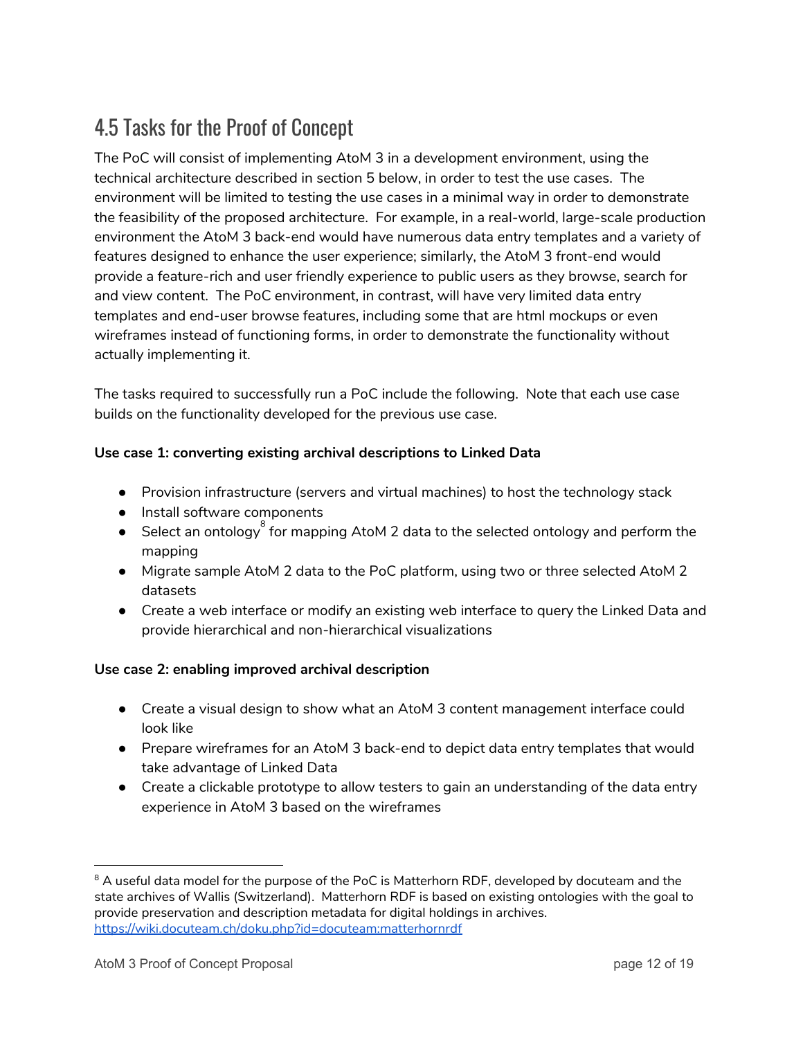## 4.5 Tasks for the Proof of Concept

The PoC will consist of implementing AtoM 3 in a development environment, using the technical architecture described in section 5 below, in order to test the use cases. The environment will be limited to testing the use cases in a minimal way in order to demonstrate the feasibility of the proposed architecture. For example, in a real-world, large-scale production environment the AtoM 3 back-end would have numerous data entry templates and a variety of features designed to enhance the user experience; similarly, the AtoM 3 front-end would provide a feature-rich and user friendly experience to public users as they browse, search for and view content. The PoC environment, in contrast, will have very limited data entry templates and end-user browse features, including some that are html mockups or even wireframes instead of functioning forms, in order to demonstrate the functionality without actually implementing it.

The tasks required to successfully run a PoC include the following. Note that each use case builds on the functionality developed for the previous use case.

**Use case 1: converting existing archival descriptions to Linked Data**

- Provision infrastructure (servers and virtual machines) to host the technology stack
- Install software components
- Select an ontology[8] for mapping AtoM 2 data to the selected ontology and perform the mapping
- Migrate sample AtoM 2 data to the PoC platform, using two or three selected AtoM 2 datasets
- Create a web interface or modify an existing web interface to query the Linked Data and provide hierarchical and non-hierarchical visualizations

**Use case 2: enabling improved archival description**

- Create a visual design to show what an AtoM 3 content management interface could look like
- Prepare wireframes for an AtoM 3 back-end to depict data entry templates that would take advantage of Linked Data
- Create a clickable prototype to allow testers to gain an understanding of the data entry experience in AtoM 3 based on the wireframes

---

[8] A useful data model for the purpose of the PoC is Matterhorn RDF, developed by docuteam and the state archives of Wallis (Switzerland). Matterhorn RDF is based on existing ontologies with the goal to provide preservation and description metadata for digital holdings in archives. https://wiki.docuteam.ch/doku.php?id=docuteam:matterhornrdf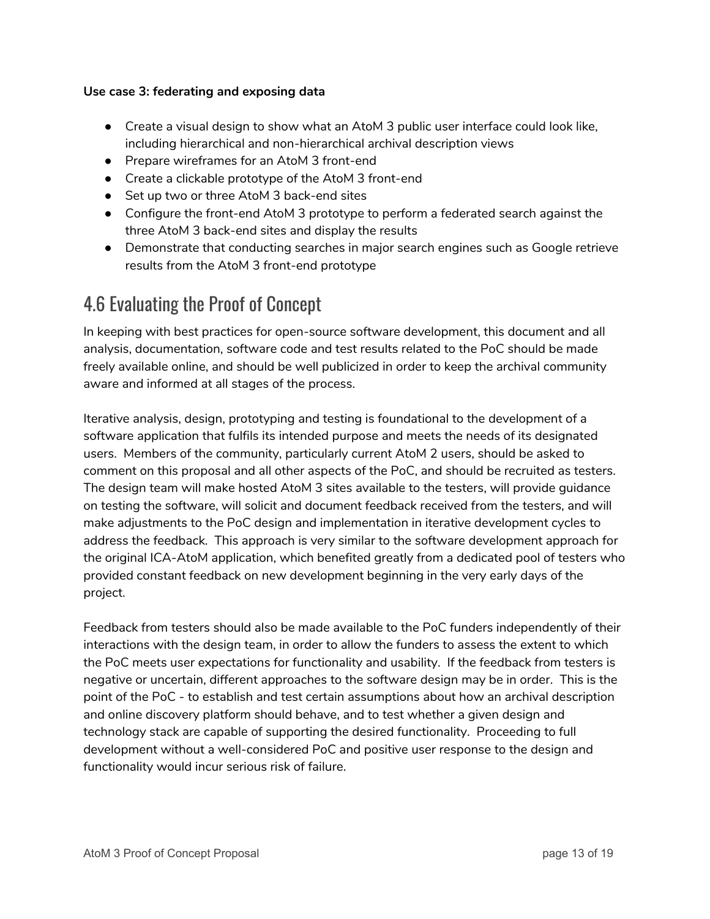**Use case 3: federating and exposing data**

- Create a visual design to show what an AtoM 3 public user interface could look like, including hierarchical and non-hierarchical archival description views
- Prepare wireframes for an AtoM 3 front-end
- Create a clickable prototype of the AtoM 3 front-end
- Set up two or three AtoM 3 back-end sites
- Configure the front-end AtoM 3 prototype to perform a federated search against the three AtoM 3 back-end sites and display the results
- Demonstrate that conducting searches in major search engines such as Google retrieve results from the AtoM 3 front-end prototype

## 4.6 Evaluating the Proof of Concept

In keeping with best practices for open-source software development, this document and all analysis, documentation, software code and test results related to the PoC should be made freely available online, and should be well publicized in order to keep the archival community aware and informed at all stages of the process.

Iterative analysis, design, prototyping and testing is foundational to the development of a software application that fulfils its intended purpose and meets the needs of its designated users. Members of the community, particularly current AtoM 2 users, should be asked to comment on this proposal and all other aspects of the PoC, and should be recruited as testers. The design team will make hosted AtoM 3 sites available to the testers, will provide guidance on testing the software, will solicit and document feedback received from the testers, and will make adjustments to the PoC design and implementation in iterative development cycles to address the feedback. This approach is very similar to the software development approach for the original ICA-AtoM application, which benefited greatly from a dedicated pool of testers who provided constant feedback on new development beginning in the very early days of the project.

Feedback from testers should also be made available to the PoC funders independently of their interactions with the design team, in order to allow the funders to assess the extent to which the PoC meets user expectations for functionality and usability. If the feedback from testers is negative or uncertain, different approaches to the software design may be in order. This is the point of the PoC - to establish and test certain assumptions about how an archival description and online discovery platform should behave, and to test whether a given design and technology stack are capable of supporting the desired functionality. Proceeding to full development without a well-considered PoC and positive user response to the design and functionality would incur serious risk of failure.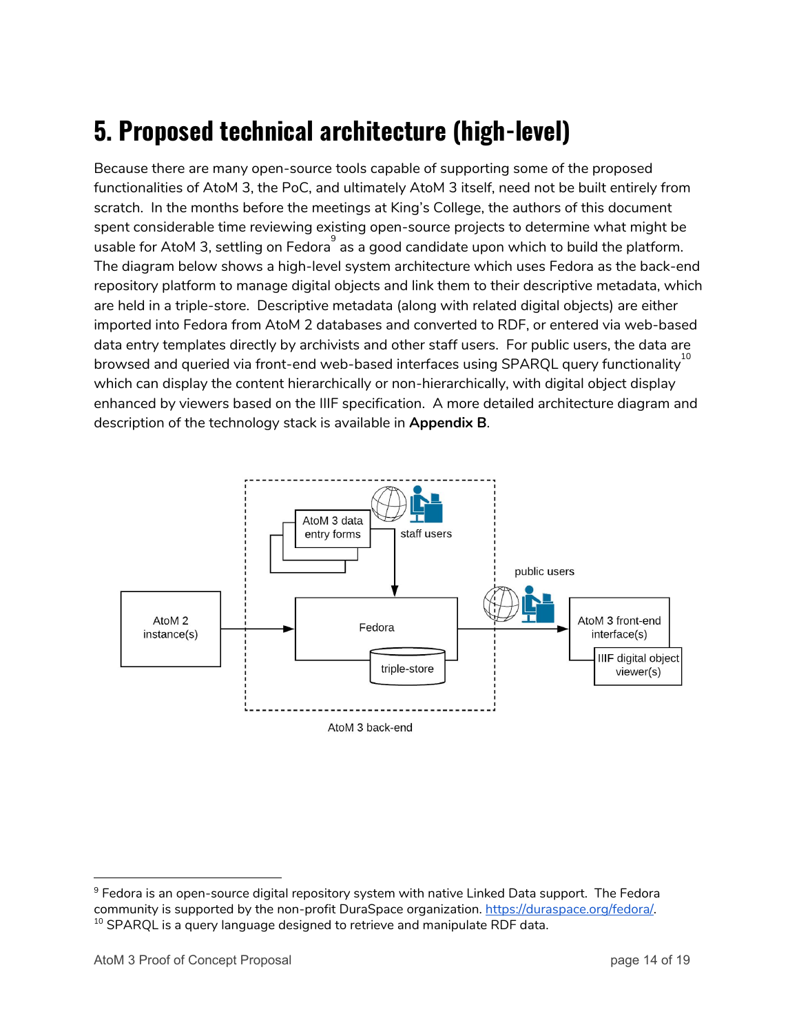# 5. Proposed technical architecture (high-level)

Because there are many open-source tools capable of supporting some of the proposed functionalities of AtoM 3, the PoC, and ultimately AtoM 3 itself, need not be built entirely from scratch. In the months before the meetings at King's College, the authors of this document spent considerable time reviewing existing open-source projects to determine what might be usable for AtoM 3, settling on Fedora[9] as a good candidate upon which to build the platform. The diagram below shows a high-level system architecture which uses Fedora as the back-end repository platform to manage digital objects and link them to their descriptive metadata, which are held in a triple-store. Descriptive metadata (along with related digital objects) are either imported into Fedora from AtoM 2 databases and converted to RDF, or entered via web-based data entry templates directly by archivists and other staff users. For public users, the data are browsed and queried via front-end web-based interfaces using SPARQL query functionality[10] which can display the content hierarchically or non-hierarchically, with digital object display enhanced by viewers based on the IIIF specification. A more detailed architecture diagram and description of the technology stack is available in **Appendix B**.

AtoM 3 data entry forms

staff users

public users

AtoM 2 instance(s)

Fedora

triple-store

AtoM 3 front-end interface(s)

IIIF digital object viewer(s)

AtoM 3 back-end

---

[9] Fedora is an open-source digital repository system with native Linked Data support. The Fedora community is supported by the non-profit DuraSpace organization. https://duraspace.org/fedora/.

[10] SPARQL is a query language designed to retrieve and manipulate RDF data.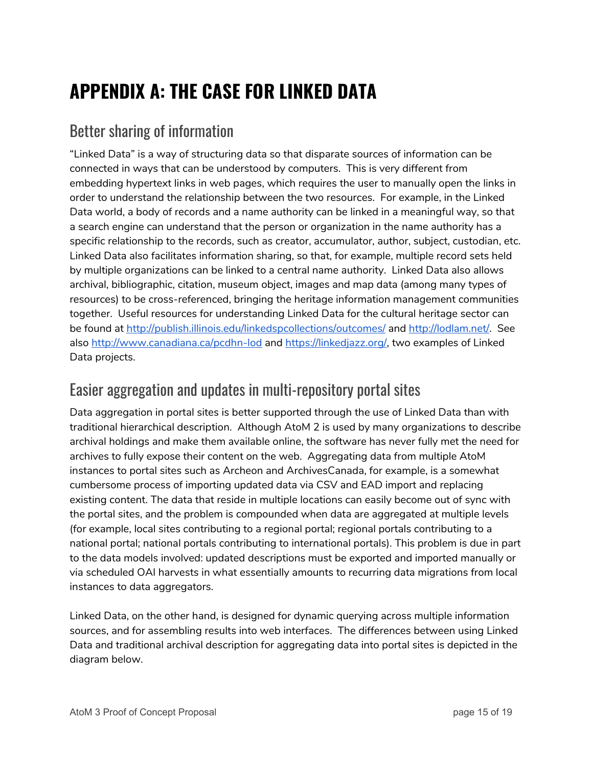# APPENDIX A: THE CASE FOR LINKED DATA

## Better sharing of information

“Linked Data” is a way of structuring data so that disparate sources of information can be connected in ways that can be understood by computers. This is very different from embedding hypertext links in web pages, which requires the user to manually open the links in order to understand the relationship between the two resources. For example, in the Linked Data world, a body of records and a name authority can be linked in a meaningful way, so that a search engine can understand that the person or organization in the name authority has a specific relationship to the records, such as creator, accumulator, author, subject, custodian, etc. Linked Data also facilitates information sharing, so that, for example, multiple record sets held by multiple organizations can be linked to a central name authority. Linked Data also allows archival, bibliographic, citation, museum object, images and map data (among many types of resources) to be cross-referenced, bringing the heritage information management communities together. Useful resources for understanding Linked Data for the cultural heritage sector can be found at [http://publish.illinois.edu/linkedspcollections/outcomes/](http://publish.illinois.edu/linkedspcollections/outcomes/) and [http://lodlam.net/](http://lodlam.net/). See also [http://www.canadiana.ca/pcdhn-lod](http://www.canadiana.ca/pcdhn-lod) and [https://linkedjazz.org/](https://linkedjazz.org/), two examples of Linked Data projects.

## Easier aggregation and updates in multi-repository portal sites

Data aggregation in portal sites is better supported through the use of Linked Data than with traditional hierarchical description. Although AtoM 2 is used by many organizations to describe archival holdings and make them available online, the software has never fully met the need for archives to fully expose their content on the web. Aggregating data from multiple AtoM instances to portal sites such as Archeon and ArchivesCanada, for example, is a somewhat cumbersome process of importing updated data via CSV and EAD import and replacing existing content. The data that reside in multiple locations can easily become out of sync with the portal sites, and the problem is compounded when data are aggregated at multiple levels (for example, local sites contributing to a regional portal; regional portals contributing to a national portal; national portals contributing to international portals). This problem is due in part to the data models involved: updated descriptions must be exported and imported manually or via scheduled OAI harvests in what essentially amounts to recurring data migrations from local instances to data aggregators.

Linked Data, on the other hand, is designed for dynamic querying across multiple information sources, and for assembling results into web interfaces. The differences between using Linked Data and traditional archival description for aggregating data into portal sites is depicted in the diagram below.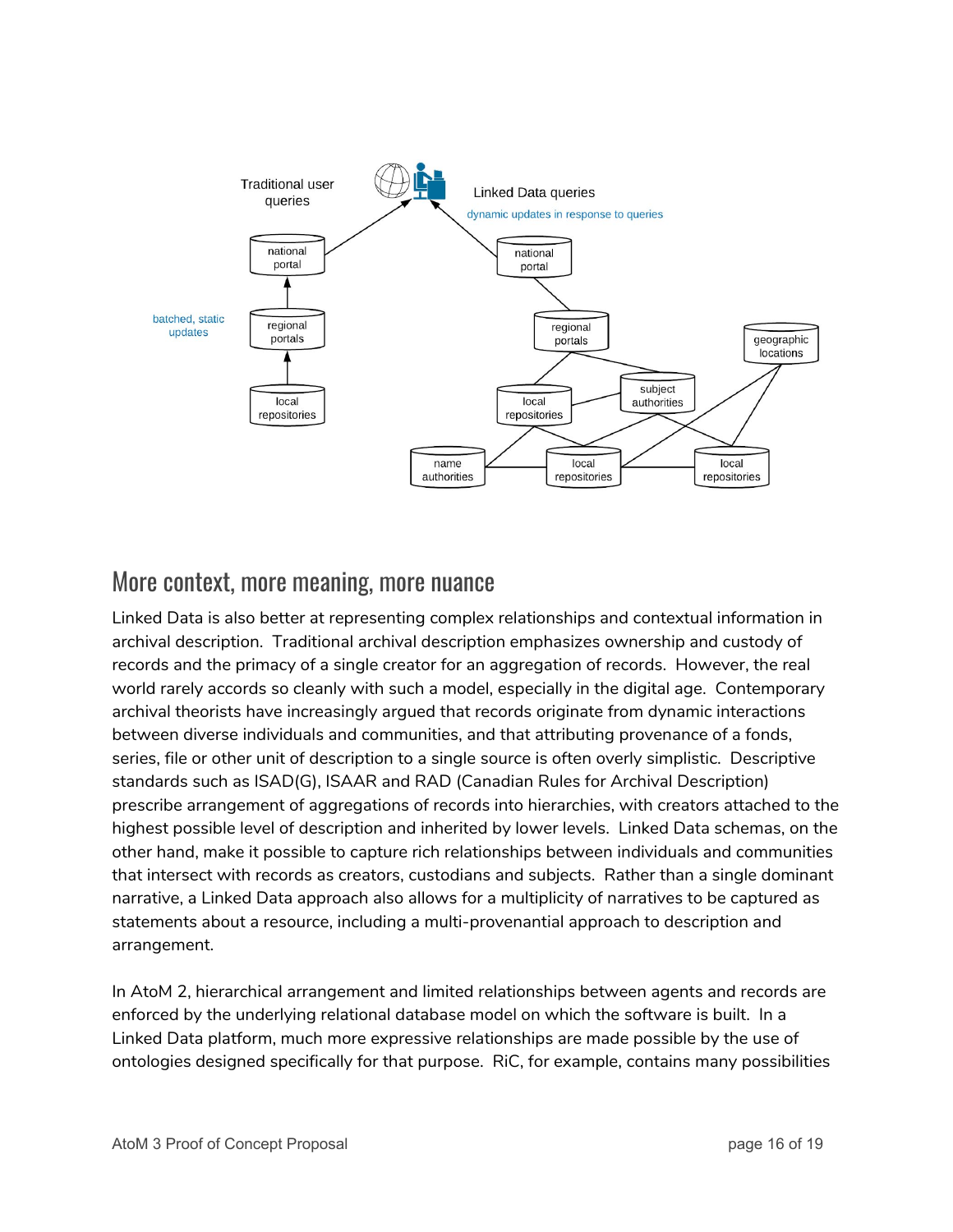## More context, more meaning, more nuance

Linked Data is also better at representing complex relationships and contextual information in archival description. Traditional archival description emphasizes ownership and custody of records and the primacy of a single creator for an aggregation of records. However, the real world rarely accords so cleanly with such a model, especially in the digital age. Contemporary archival theorists have increasingly argued that records originate from dynamic interactions between diverse individuals and communities, and that attributing provenance of a fonds, series, file or other unit of description to a single source is often overly simplistic. Descriptive standards such as ISAD(G), ISAAR and RAD (Canadian Rules for Archival Description) prescribe arrangement of aggregations of records into hierarchies, with creators attached to the highest possible level of description and inherited by lower levels. Linked Data schemas, on the other hand, make it possible to capture rich relationships between individuals and communities that intersect with records as creators, custodians and subjects. Rather than a single dominant narrative, a Linked Data approach also allows for a multiplicity of narratives to be captured as statements about a resource, including a multi-provenantial approach to description and arrangement.

In AtoM 2, hierarchical arrangement and limited relationships between agents and records are enforced by the underlying relational database model on which the software is built. In a Linked Data platform, much more expressive relationships are made possible by the use of ontologies designed specifically for that purpose. RiC, for example, contains many possibilities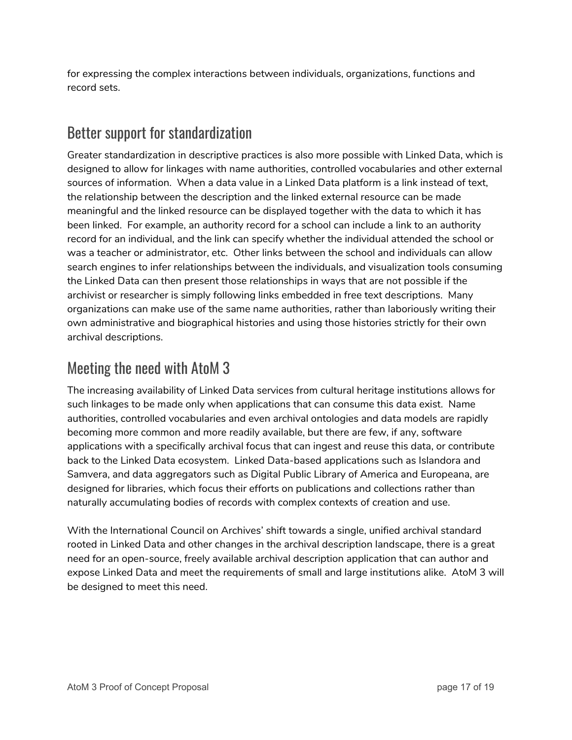for expressing the complex interactions between individuals, organizations, functions and record sets.

## Better support for standardization

Greater standardization in descriptive practices is also more possible with Linked Data, which is designed to allow for linkages with name authorities, controlled vocabularies and other external sources of information. When a data value in a Linked Data platform is a link instead of text, the relationship between the description and the linked external resource can be made meaningful and the linked resource can be displayed together with the data to which it has been linked. For example, an authority record for a school can include a link to an authority record for an individual, and the link can specify whether the individual attended the school or was a teacher or administrator, etc. Other links between the school and individuals can allow search engines to infer relationships between the individuals, and visualization tools consuming the Linked Data can then present those relationships in ways that are not possible if the archivist or researcher is simply following links embedded in free text descriptions. Many organizations can make use of the same name authorities, rather than laboriously writing their own administrative and biographical histories and using those histories strictly for their own archival descriptions.

## Meeting the need with AtoM 3

The increasing availability of Linked Data services from cultural heritage institutions allows for such linkages to be made only when applications that can consume this data exist. Name authorities, controlled vocabularies and even archival ontologies and data models are rapidly becoming more common and more readily available, but there are few, if any, software applications with a specifically archival focus that can ingest and reuse this data, or contribute back to the Linked Data ecosystem. Linked Data-based applications such as Islandora and Samvera, and data aggregators such as Digital Public Library of America and Europeana, are designed for libraries, which focus their efforts on publications and collections rather than naturally accumulating bodies of records with complex contexts of creation and use.

With the International Council on Archives' shift towards a single, unified archival standard rooted in Linked Data and other changes in the archival description landscape, there is a great need for an open-source, freely available archival description application that can author and expose Linked Data and meet the requirements of small and large institutions alike. AtoM 3 will be designed to meet this need.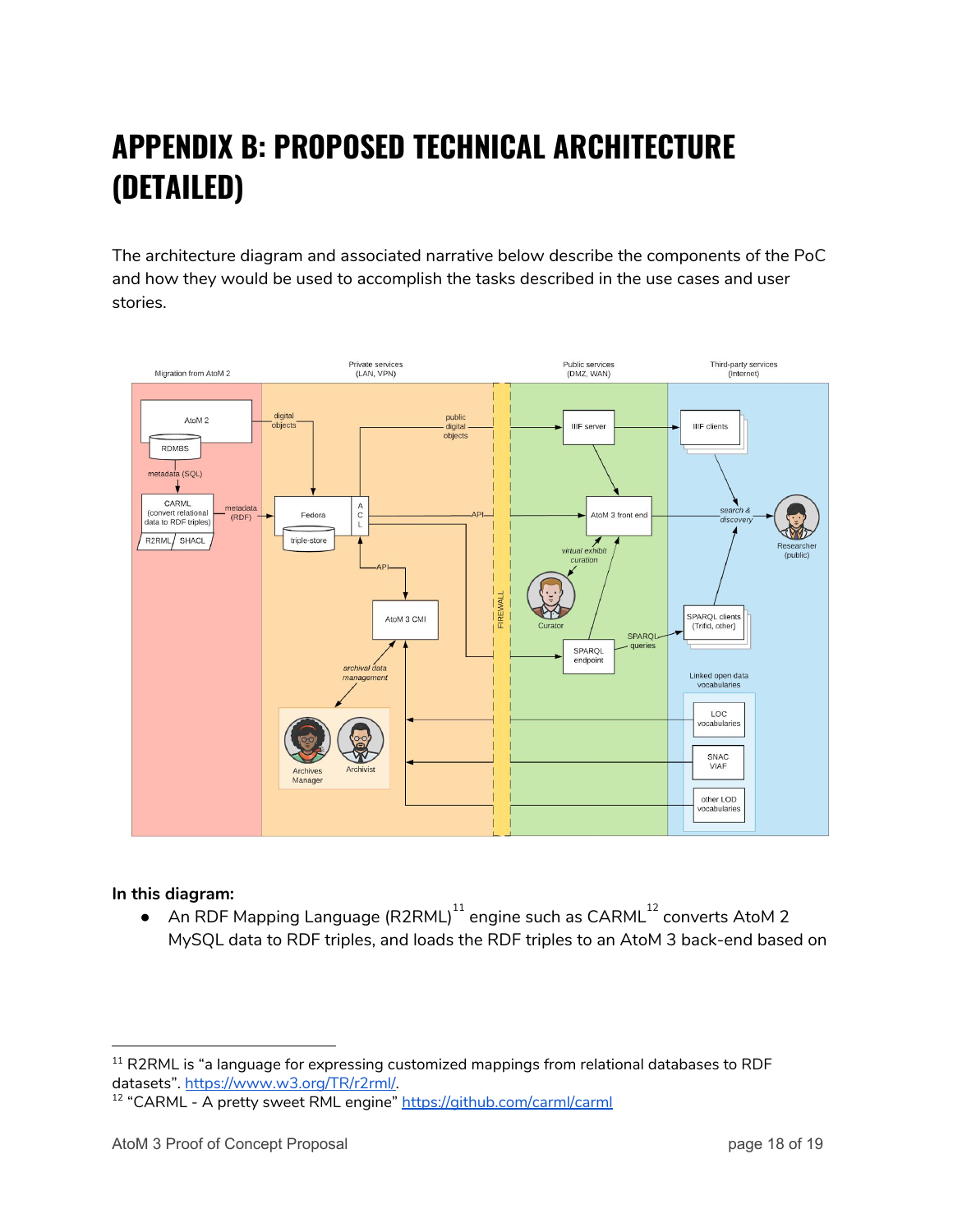# APPENDIX B: PROPOSED TECHNICAL ARCHITECTURE (DETAILED)

The architecture diagram and associated narrative below describe the components of the PoC and how they would be used to accomplish the tasks described in the use cases and user stories.

**In this diagram:**

- An RDF Mapping Language (R2RML)[11] engine such as CARML[12] converts AtoM 2 MySQL data to RDF triples, and loads the RDF triples to an AtoM 3 back-end based on

---

[11] R2RML is "a language for expressing customized mappings from relational databases to RDF datasets". https://www.w3.org/TR/r2rml/.

[12] "CARML - A pretty sweet RML engine" https://github.com/carml/carml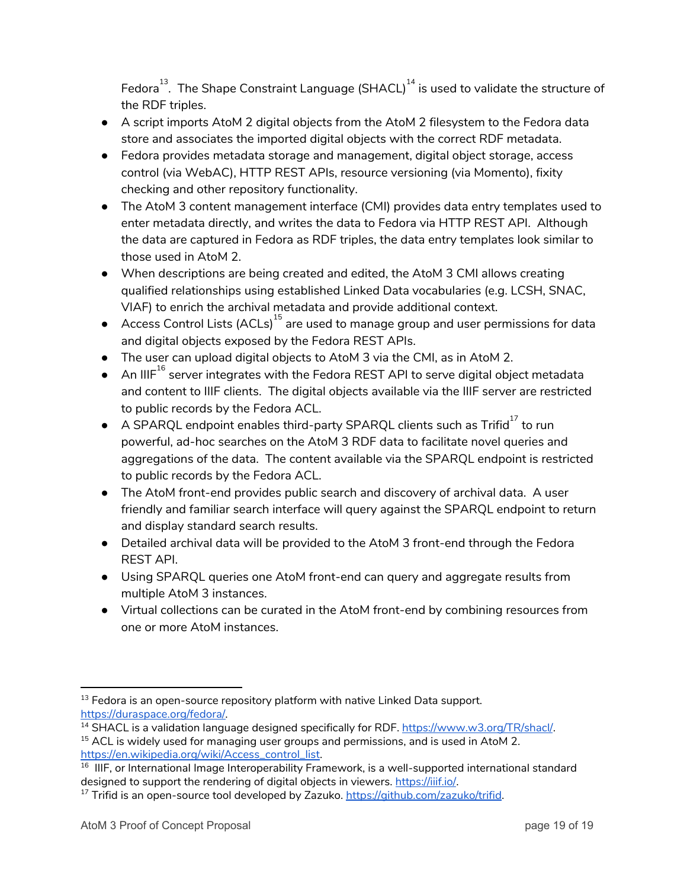Fedora[13]. The Shape Constraint Language (SHACL)[14] is used to validate the structure of the RDF triples.

- A script imports AtoM 2 digital objects from the AtoM 2 filesystem to the Fedora data store and associates the imported digital objects with the correct RDF metadata.
- Fedora provides metadata storage and management, digital object storage, access control (via WebAC), HTTP REST APIs, resource versioning (via Momento), fixity checking and other repository functionality.
- The AtoM 3 content management interface (CMI) provides data entry templates used to enter metadata directly, and writes the data to Fedora via HTTP REST API. Although the data are captured in Fedora as RDF triples, the data entry templates look similar to those used in AtoM 2.
- When descriptions are being created and edited, the AtoM 3 CMI allows creating qualified relationships using established Linked Data vocabularies (e.g. LCSH, SNAC, VIAF) to enrich the archival metadata and provide additional context.
- Access Control Lists (ACLs)[15] are used to manage group and user permissions for data and digital objects exposed by the Fedora REST APIs.
- The user can upload digital objects to AtoM 3 via the CMI, as in AtoM 2.
- An IIIF[16] server integrates with the Fedora REST API to serve digital object metadata and content to IIIF clients. The digital objects available via the IIIF server are restricted to public records by the Fedora ACL.
- A SPARQL endpoint enables third-party SPARQL clients such as Trifid[17] to run powerful, ad-hoc searches on the AtoM 3 RDF data to facilitate novel queries and aggregations of the data. The content available via the SPARQL endpoint is restricted to public records by the Fedora ACL.
- The AtoM front-end provides public search and discovery of archival data. A user friendly and familiar search interface will query against the SPARQL endpoint to return and display standard search results.
- Detailed archival data will be provided to the AtoM 3 front-end through the Fedora REST API.
- Using SPARQL queries one AtoM front-end can query and aggregate results from multiple AtoM 3 instances.
- Virtual collections can be curated in the AtoM front-end by combining resources from one or more AtoM instances.

---

[13] Fedora is an open-source repository platform with native Linked Data support. https://duraspace.org/fedora/.

[14] SHACL is a validation language designed specifically for RDF. https://www.w3.org/TR/shacl/.

[15] ACL is widely used for managing user groups and permissions, and is used in AtoM 2. https://en.wikipedia.org/wiki/Access_control_list.

[16] IIIF, or International Image Interoperability Framework, is a well-supported international standard designed to support the rendering of digital objects in viewers. https://iiif.io/.

[17] Trifid is an open-source tool developed by Zazuko. https://github.com/zazuko/trifid.